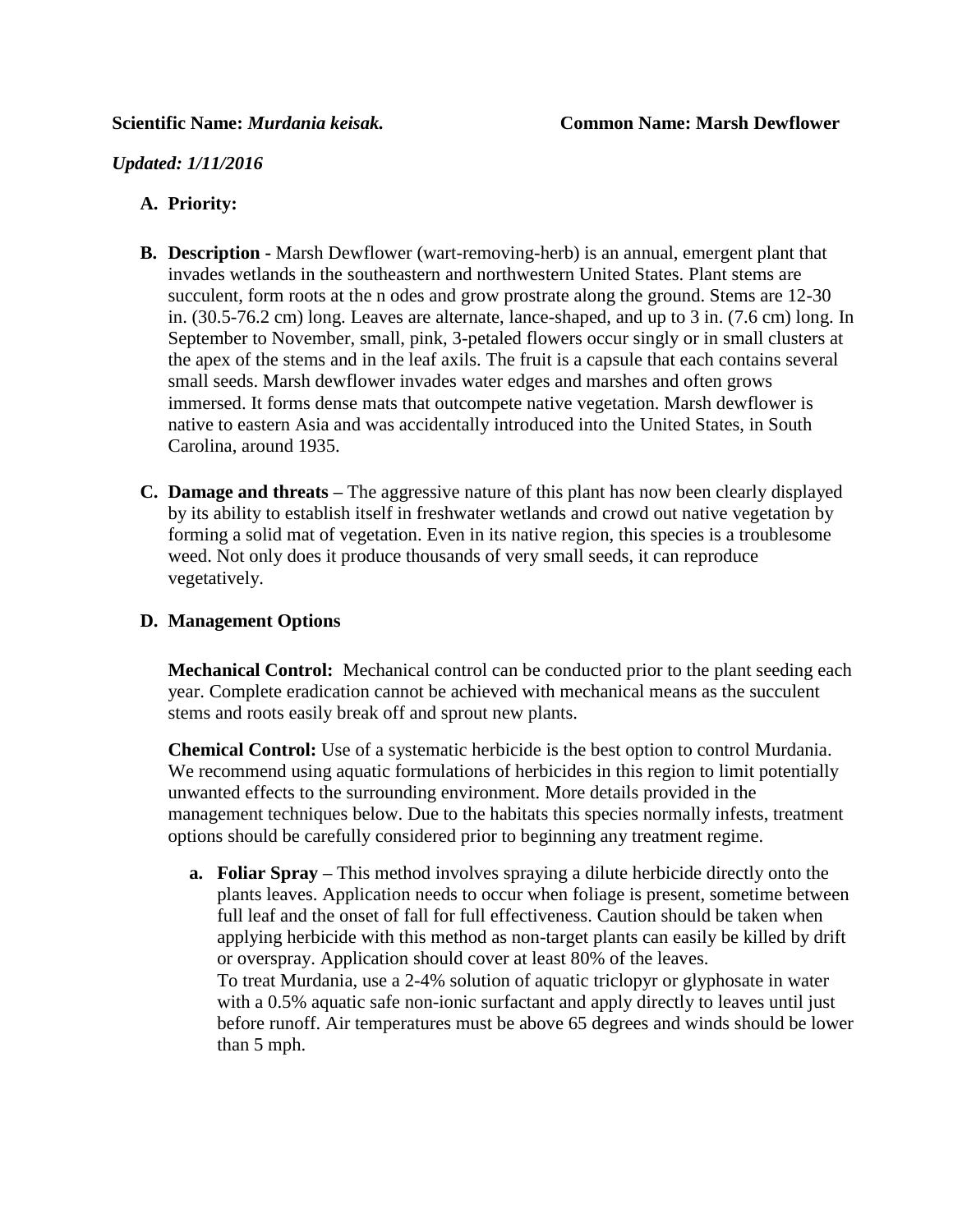**Scientific Name:** ***Murdania keisak.*** **Common Name: Marsh Dewflower**

***Updated: 1/11/2016***

**A. Priority:**

**B. Description -** Marsh Dewflower (wart-removing-herb) is an annual, emergent plant that invades wetlands in the southeastern and northwestern United States. Plant stems are succulent, form roots at the n odes and grow prostrate along the ground. Stems are 12-30 in. (30.5-76.2 cm) long. Leaves are alternate, lance-shaped, and up to 3 in. (7.6 cm) long. In September to November, small, pink, 3-petaled flowers occur singly or in small clusters at the apex of the stems and in the leaf axils. The fruit is a capsule that each contains several small seeds. Marsh dewflower invades water edges and marshes and often grows immersed. It forms dense mats that outcompete native vegetation. Marsh dewflower is native to eastern Asia and was accidentally introduced into the United States, in South Carolina, around 1935.

**C. Damage and threats –** The aggressive nature of this plant has now been clearly displayed by its ability to establish itself in freshwater wetlands and crowd out native vegetation by forming a solid mat of vegetation. Even in its native region, this species is a troublesome weed. Not only does it produce thousands of very small seeds, it can reproduce vegetatively.

**D. Management Options**

**Mechanical Control:** Mechanical control can be conducted prior to the plant seeding each year. Complete eradication cannot be achieved with mechanical means as the succulent stems and roots easily break off and sprout new plants.

**Chemical Control:** Use of a systematic herbicide is the best option to control Murdania. We recommend using aquatic formulations of herbicides in this region to limit potentially unwanted effects to the surrounding environment. More details provided in the management techniques below. Due to the habitats this species normally infests, treatment options should be carefully considered prior to beginning any treatment regime.

**a. Foliar Spray –** This method involves spraying a dilute herbicide directly onto the plants leaves. Application needs to occur when foliage is present, sometime between full leaf and the onset of fall for full effectiveness. Caution should be taken when applying herbicide with this method as non-target plants can easily be killed by drift or overspray. Application should cover at least 80% of the leaves.
To treat Murdania, use a 2-4% solution of aquatic triclopyr or glyphosate in water with a 0.5% aquatic safe non-ionic surfactant and apply directly to leaves until just before runoff. Air temperatures must be above 65 degrees and winds should be lower than 5 mph.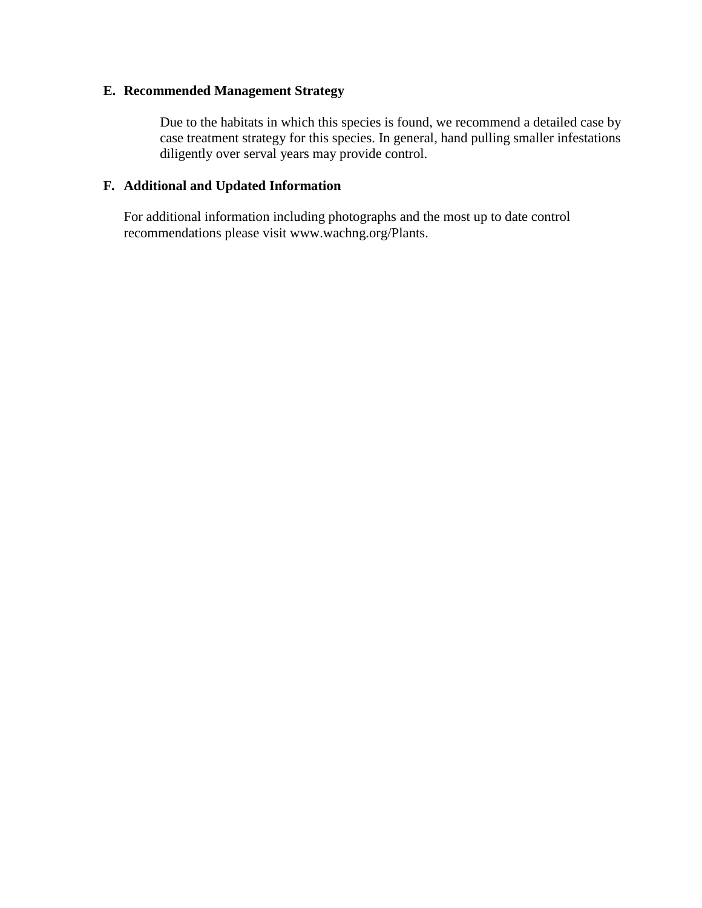## E. Recommended Management Strategy

Due to the habitats in which this species is found, we recommend a detailed case by case treatment strategy for this species. In general, hand pulling smaller infestations diligently over serval years may provide control.

## F. Additional and Updated Information

For additional information including photographs and the most up to date control recommendations please visit www.wachng.org/Plants.